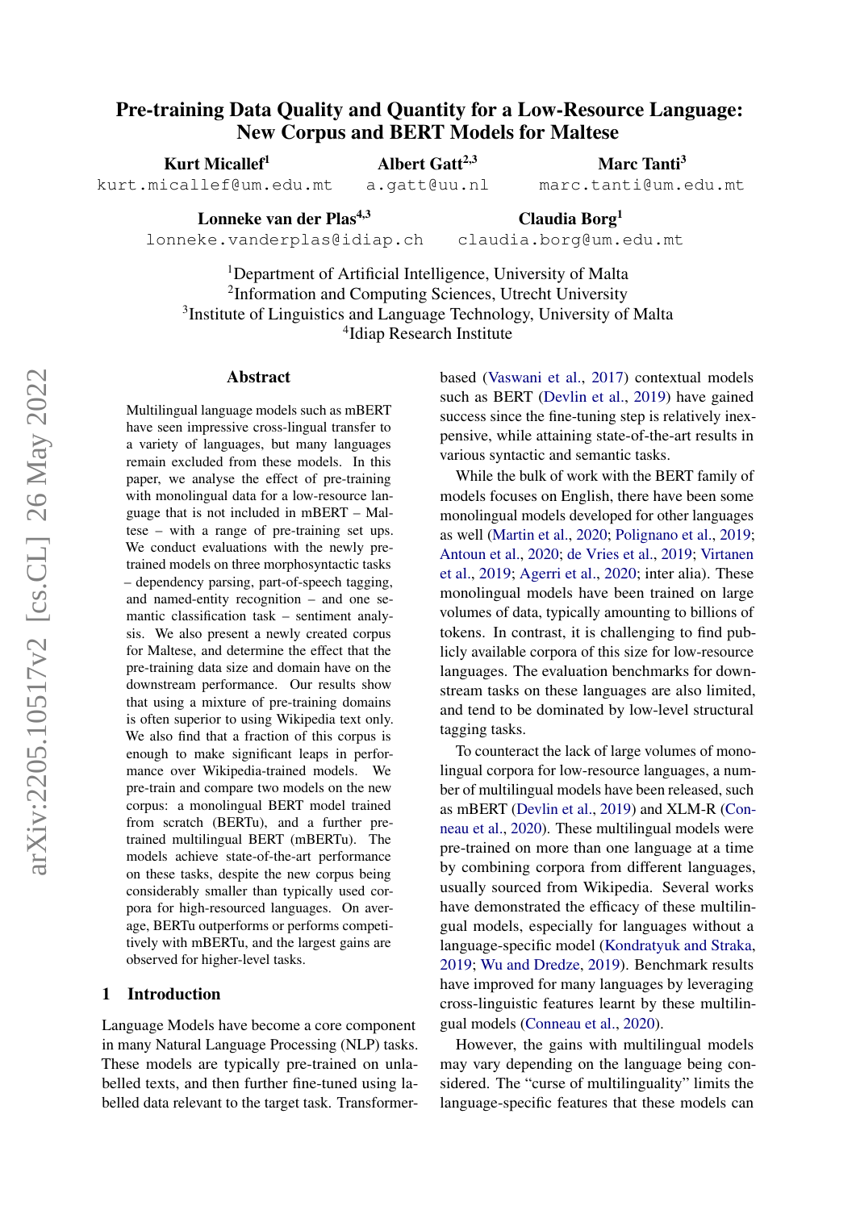# Pre-training Data Quality and Quantity for a Low-Resource Language: New Corpus and BERT Models for Maltese

**Kurt Micallef**[1] kurt.micallef@um.edu.mt

**Albert Gatt**[2,3] a.gatt@uu.nl

**Marc Tanti**[3] marc.tanti@um.edu.mt

**Lonneke van der Plas**[4,3] lonneke.vanderplas@idiap.ch

**Claudia Borg**[1] claudia.borg@um.edu.mt

[1]Department of Artificial Intelligence, University of Malta
[2]Information and Computing Sciences, Utrecht University
[3]Institute of Linguistics and Language Technology, University of Malta
[4]Idiap Research Institute

## Abstract

Multilingual language models such as mBERT have seen impressive cross-lingual transfer to a variety of languages, but many languages remain excluded from these models. In this paper, we analyse the effect of pre-training with monolingual data for a low-resource language that is not included in mBERT – Maltese – with a range of pre-training set ups. We conduct evaluations with the newly pre-trained models on three morphosyntactic tasks – dependency parsing, part-of-speech tagging, and named-entity recognition – and one semantic classification task – sentiment analysis. We also present a newly created corpus for Maltese, and determine the effect that the pre-training data size and domain have on the downstream performance. Our results show that using a mixture of pre-training domains is often superior to using Wikipedia text only. We also find that a fraction of this corpus is enough to make significant leaps in performance over Wikipedia-trained models. We pre-train and compare two models on the new corpus: a monolingual BERT model trained from scratch (BERTu), and a further pre-trained multilingual BERT (mBERTu). The models achieve state-of-the-art performance on these tasks, despite the new corpus being considerably smaller than typically used corpora for high-resourced languages. On average, BERTu outperforms or performs competitively with mBERTu, and the largest gains are observed for higher-level tasks.

## 1 Introduction

Language Models have become a core component in many Natural Language Processing (NLP) tasks. These models are typically pre-trained on unlabelled texts, and then further fine-tuned using labelled data relevant to the target task. Transformer-based (Vaswani et al., 2017) contextual models such as BERT (Devlin et al., 2019) have gained success since the fine-tuning step is relatively inexpensive, while attaining state-of-the-art results in various syntactic and semantic tasks.

While the bulk of work with the BERT family of models focuses on English, there have been some monolingual models developed for other languages as well (Martin et al., 2020; Polignano et al., 2019; Antoun et al., 2020; de Vries et al., 2019; Virtanen et al., 2019; Agerri et al., 2020; inter alia). These monolingual models have been trained on large volumes of data, typically amounting to billions of tokens. In contrast, it is challenging to find publicly available corpora of this size for low-resource languages. The evaluation benchmarks for downstream tasks on these languages are also limited, and tend to be dominated by low-level structural tagging tasks.

To counteract the lack of large volumes of monolingual corpora for low-resource languages, a number of multilingual models have been released, such as mBERT (Devlin et al., 2019) and XLM-R (Conneau et al., 2020). These multilingual models were pre-trained on more than one language at a time by combining corpora from different languages, usually sourced from Wikipedia. Several works have demonstrated the efficacy of these multilingual models, especially for languages without a language-specific model (Kondratyuk and Straka, 2019; Wu and Dredze, 2019). Benchmark results have improved for many languages by leveraging cross-linguistic features learnt by these multilingual models (Conneau et al., 2020).

However, the gains with multilingual models may vary depending on the language being considered. The "curse of multilinguality" limits the language-specific features that these models can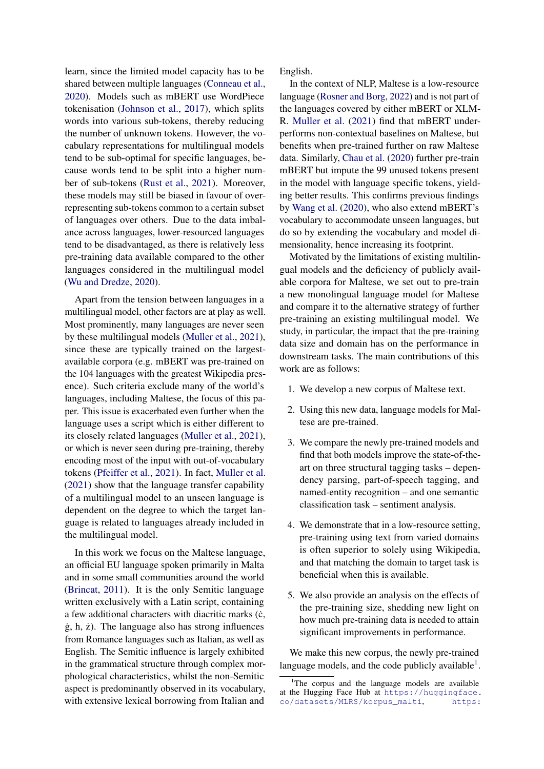learn, since the limited model capacity has to be shared between multiple languages (Conneau et al., 2020). Models such as mBERT use WordPiece tokenisation (Johnson et al., 2017), which splits words into various sub-tokens, thereby reducing the number of unknown tokens. However, the vocabulary representations for multilingual models tend to be sub-optimal for specific languages, because words tend to be split into a higher number of sub-tokens (Rust et al., 2021). Moreover, these models may still be biased in favour of over-representing sub-tokens common to a certain subset of languages over others. Due to the data imbalance across languages, lower-resourced languages tend to be disadvantaged, as there is relatively less pre-training data available compared to the other languages considered in the multilingual model (Wu and Dredze, 2020).

Apart from the tension between languages in a multilingual model, other factors are at play as well. Most prominently, many languages are never seen by these multilingual models (Muller et al., 2021), since these are typically trained on the largest-available corpora (e.g. mBERT was pre-trained on the 104 languages with the greatest Wikipedia presence). Such criteria exclude many of the world's languages, including Maltese, the focus of this paper. This issue is exacerbated even further when the language uses a script which is either different to its closely related languages (Muller et al., 2021), or which is never seen during pre-training, thereby encoding most of the input with out-of-vocabulary tokens (Pfeiffer et al., 2021). In fact, Muller et al. (2021) show that the language transfer capability of a multilingual model to an unseen language is dependent on the degree to which the target language is related to languages already included in the multilingual model.

In this work we focus on the Maltese language, an official EU language spoken primarily in Malta and in some small communities around the world (Brincat, 2011). It is the only Semitic language written exclusively with a Latin script, containing a few additional characters with diacritic marks (ċ, ġ, ħ, ż). The language also has strong influences from Romance languages such as Italian, as well as English. The Semitic influence is largely exhibited in the grammatical structure through complex morphological characteristics, whilst the non-Semitic aspect is predominantly observed in its vocabulary, with extensive lexical borrowing from Italian and English.

In the context of NLP, Maltese is a low-resource language (Rosner and Borg, 2022) and is not part of the languages covered by either mBERT or XLM-R. Muller et al. (2021) find that mBERT underperforms non-contextual baselines on Maltese, but benefits when pre-trained further on raw Maltese data. Similarly, Chau et al. (2020) further pre-train mBERT but impute the 99 unused tokens present in the model with language specific tokens, yielding better results. This confirms previous findings by Wang et al. (2020), who also extend mBERT's vocabulary to accommodate unseen languages, but do so by extending the vocabulary and model dimensionality, hence increasing its footprint.

Motivated by the limitations of existing multilingual models and the deficiency of publicly available corpora for Maltese, we set out to pre-train a new monolingual language model for Maltese and compare it to the alternative strategy of further pre-training an existing multilingual model. We study, in particular, the impact that the pre-training data size and domain has on the performance in downstream tasks. The main contributions of this work are as follows:

1. We develop a new corpus of Maltese text.
2. Using this new data, language models for Maltese are pre-trained.
3. We compare the newly pre-trained models and find that both models improve the state-of-the-art on three structural tagging tasks – dependency parsing, part-of-speech tagging, and named-entity recognition – and one semantic classification task – sentiment analysis.
4. We demonstrate that in a low-resource setting, pre-training using text from varied domains is often superior to solely using Wikipedia, and that matching the domain to target task is beneficial when this is available.
5. We also provide an analysis on the effects of the pre-training size, shedding new light on how much pre-training data is needed to attain significant improvements in performance.

We make this new corpus, the newly pre-trained language models, and the code publicly available[1].

[1] The corpus and the language models are available at the Hugging Face Hub at https://huggingface.co/datasets/MLRS/korpus_malti, https: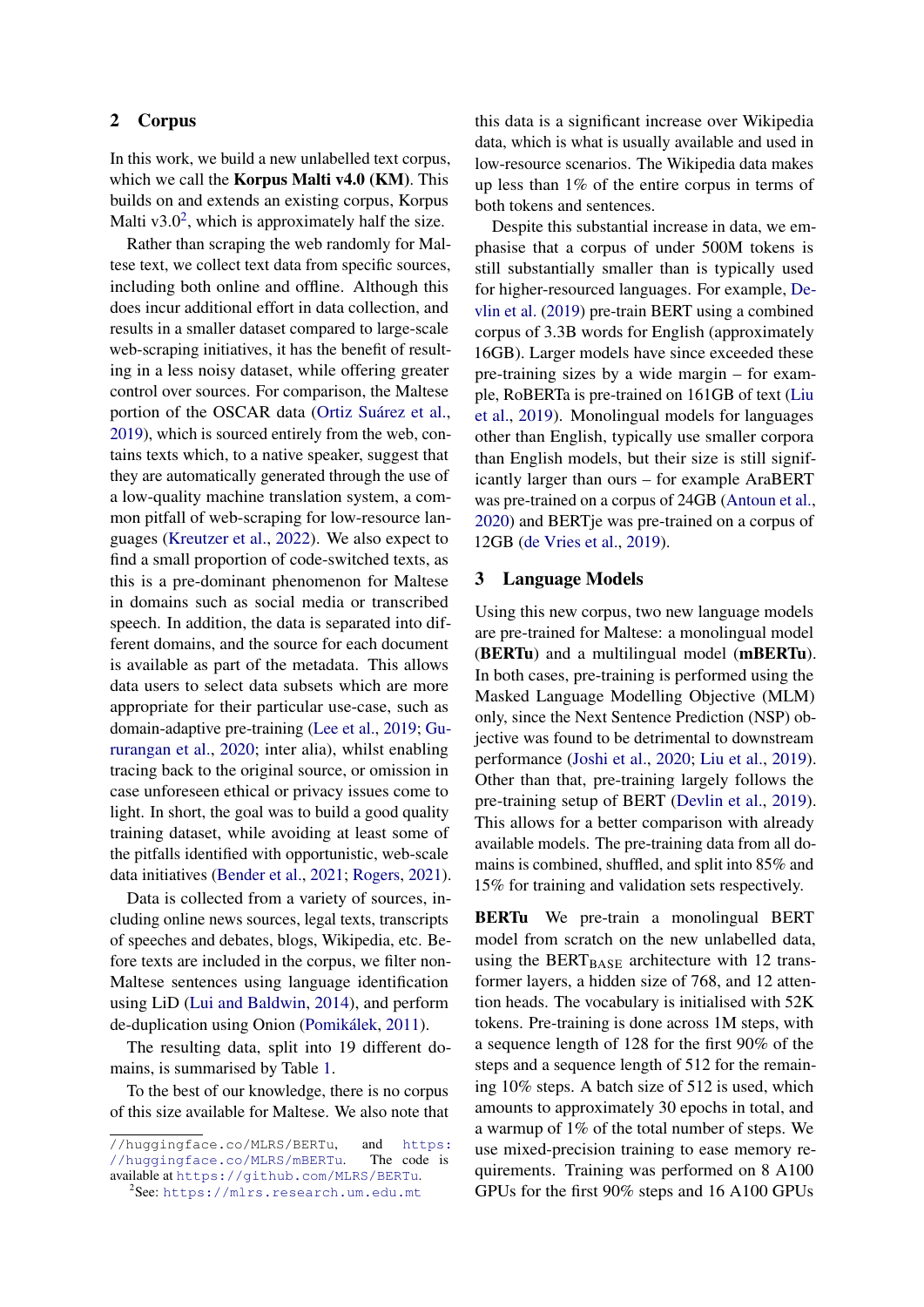## 2 Corpus

In this work, we build a new unlabelled text corpus, which we call the **Korpus Malti v4.0 (KM)**. This builds on and extends an existing corpus, Korpus Malti v3.0[2], which is approximately half the size.

Rather than scraping the web randomly for Maltese text, we collect text data from specific sources, including both online and offline. Although this does incur additional effort in data collection, and results in a smaller dataset compared to large-scale web-scraping initiatives, it has the benefit of resulting in a less noisy dataset, while offering greater control over sources. For comparison, the Maltese portion of the OSCAR data (Ortiz Suárez et al., 2019), which is sourced entirely from the web, contains texts which, to a native speaker, suggest that they are automatically generated through the use of a low-quality machine translation system, a common pitfall of web-scraping for low-resource languages (Kreutzer et al., 2022). We also expect to find a small proportion of code-switched texts, as this is a pre-dominant phenomenon for Maltese in domains such as social media or transcribed speech. In addition, the data is separated into different domains, and the source for each document is available as part of the metadata. This allows data users to select data subsets which are more appropriate for their particular use-case, such as domain-adaptive pre-training (Lee et al., 2019; Gururangan et al., 2020; inter alia), whilst enabling tracing back to the original source, or omission in case unforeseen ethical or privacy issues come to light. In short, the goal was to build a good quality training dataset, while avoiding at least some of the pitfalls identified with opportunistic, web-scale data initiatives (Bender et al., 2021; Rogers, 2021).

Data is collected from a variety of sources, including online news sources, legal texts, transcripts of speeches and debates, blogs, Wikipedia, etc. Before texts are included in the corpus, we filter non-Maltese sentences using language identification using LiD (Lui and Baldwin, 2014), and perform de-duplication using Onion (Pomikálek, 2011).

The resulting data, split into 19 different domains, is summarised by Table 1.

To the best of our knowledge, there is no corpus of this size available for Maltese. We also note that this data is a significant increase over Wikipedia data, which is what is usually available and used in low-resource scenarios. The Wikipedia data makes up less than 1% of the entire corpus in terms of both tokens and sentences.

Despite this substantial increase in data, we emphasise that a corpus of under 500M tokens is still substantially smaller than is typically used for higher-resourced languages. For example, Devlin et al. (2019) pre-train BERT using a combined corpus of 3.3B words for English (approximately 16GB). Larger models have since exceeded these pre-training sizes by a wide margin – for example, RoBERTa is pre-trained on 161GB of text (Liu et al., 2019). Monolingual models for languages other than English, typically use smaller corpora than English models, but their size is still significantly larger than ours – for example AraBERT was pre-trained on a corpus of 24GB (Antoun et al., 2020) and BERTje was pre-trained on a corpus of 12GB (de Vries et al., 2019).

## 3 Language Models

Using this new corpus, two new language models are pre-trained for Maltese: a monolingual model (**BERTu**) and a multilingual model (**mBERTu**). In both cases, pre-training is performed using the Masked Language Modelling Objective (MLM) only, since the Next Sentence Prediction (NSP) objective was found to be detrimental to downstream performance (Joshi et al., 2020; Liu et al., 2019). Other than that, pre-training largely follows the pre-training setup of BERT (Devlin et al., 2019). This allows for a better comparison with already available models. The pre-training data from all domains is combined, shuffled, and split into 85% and 15% for training and validation sets respectively.

**BERTu** We pre-train a monolingual BERT model from scratch on the new unlabelled data, using the $\text{BERT}_{\text{BASE}}$ architecture with 12 transformer layers, a hidden size of 768, and 12 attention heads. The vocabulary is initialised with 52K tokens. Pre-training is done across 1M steps, with a sequence length of 128 for the first 90% of the steps and a sequence length of 512 for the remaining 10% steps. A batch size of 512 is used, which amounts to approximately 30 epochs in total, and a warmup of 1% of the total number of steps. We use mixed-precision training to ease memory requirements. Training was performed on 8 A100 GPUs for the first 90% steps and 16 A100 GPUs

---

//huggingface.co/MLRS/BERTu, and https://huggingface.co/MLRS/mBERTu. The code is available at https://github.com/MLRS/BERTu.

[2]See: https://mlrs.research.um.edu.mt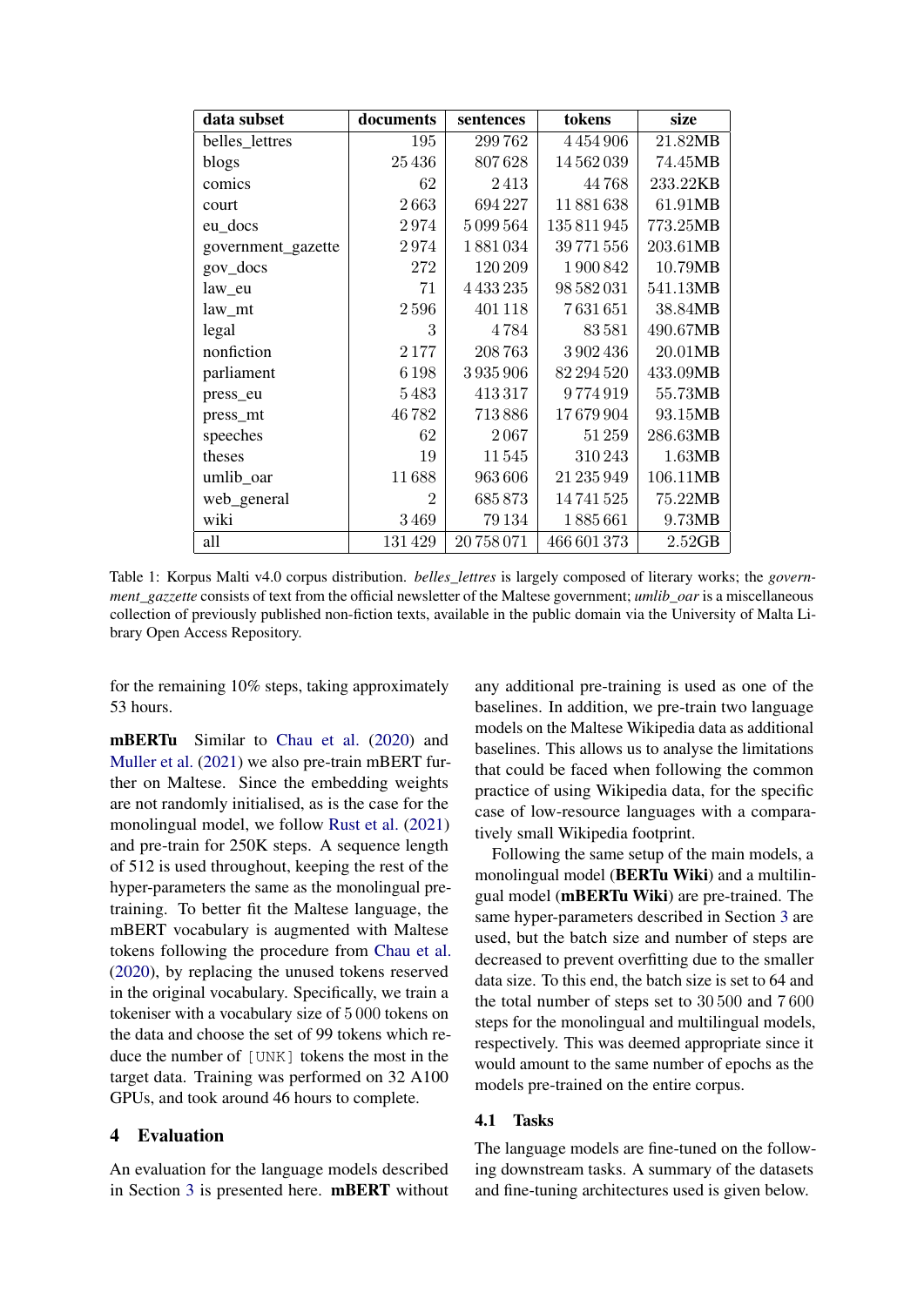| data subset | documents | sentences | tokens | size |
|---|---|---|---|---|
| belles_lettres | 195 | 299 762 | 4 454 906 | 21.82MB |
| blogs | 25 436 | 807 628 | 14 562 039 | 74.45MB |
| comics | 62 | 2 413 | 44 768 | 233.22KB |
| court | 2 663 | 694 227 | 11 881 638 | 61.91MB |
| eu_docs | 2 974 | 5 099 564 | 135 811 945 | 773.25MB |
| government_gazette | 2 974 | 1 881 034 | 39 771 556 | 203.61MB |
| gov_docs | 272 | 120 209 | 1 900 842 | 10.79MB |
| law_eu | 71 | 4 433 235 | 98 582 031 | 541.13MB |
| law_mt | 2 596 | 401 118 | 7 631 651 | 38.84MB |
| legal | 3 | 4 784 | 83 581 | 490.67MB |
| nonfiction | 2 177 | 208 763 | 3 902 436 | 20.01MB |
| parliament | 6 198 | 3 935 906 | 82 294 520 | 433.09MB |
| press_eu | 5 483 | 413 317 | 9 774 919 | 55.73MB |
| press_mt | 46 782 | 713 886 | 17 679 904 | 93.15MB |
| speeches | 62 | 2 067 | 51 259 | 286.63MB |
| theses | 19 | 11 545 | 310 243 | 1.63MB |
| umlib_oar | 11 688 | 963 606 | 21 235 949 | 106.11MB |
| web_general | 2 | 685 873 | 14 741 525 | 75.22MB |
| wiki | 3 469 | 79 134 | 1 885 661 | 9.73MB |
| all | 131 429 | 20 758 071 | 466 601 373 | 2.52GB |

Table 1: Korpus Malti v4.0 corpus distribution. *belles_lettres* is largely composed of literary works; the *government_gazzette* consists of text from the official newsletter of the Maltese government; *umlib_oar* is a miscellaneous collection of previously published non-fiction texts, available in the public domain via the University of Malta Library Open Access Repository.

for the remaining 10% steps, taking approximately 53 hours.

**mBERTu** Similar to Chau et al. (2020) and Muller et al. (2021) we also pre-train mBERT further on Maltese. Since the embedding weights are not randomly initialised, as is the case for the monolingual model, we follow Rust et al. (2021) and pre-train for 250K steps. A sequence length of 512 is used throughout, keeping the rest of the hyper-parameters the same as the monolingual pre-training. To better fit the Maltese language, the mBERT vocabulary is augmented with Maltese tokens following the procedure from Chau et al. (2020), by replacing the unused tokens reserved in the original vocabulary. Specifically, we train a tokeniser with a vocabulary size of 5 000 tokens on the data and choose the set of 99 tokens which reduce the number of `[UNK]` tokens the most in the target data. Training was performed on 32 A100 GPUs, and took around 46 hours to complete.

## 4 Evaluation

An evaluation for the language models described in Section 3 is presented here. **mBERT** without any additional pre-training is used as one of the baselines. In addition, we pre-train two language models on the Maltese Wikipedia data as additional baselines. This allows us to analyse the limitations that could be faced when following the common practice of using Wikipedia data, for the specific case of low-resource languages with a comparatively small Wikipedia footprint.

Following the same setup of the main models, a monolingual model (**BERTu Wiki**) and a multilingual model (**mBERTu Wiki**) are pre-trained. The same hyper-parameters described in Section 3 are used, but the batch size and number of steps are decreased to prevent overfitting due to the smaller data size. To this end, the batch size is set to 64 and the total number of steps set to 30 500 and 7 600 steps for the monolingual and multilingual models, respectively. This was deemed appropriate since it would amount to the same number of epochs as the models pre-trained on the entire corpus.

### 4.1 Tasks

The language models are fine-tuned on the following downstream tasks. A summary of the datasets and fine-tuning architectures used is given below.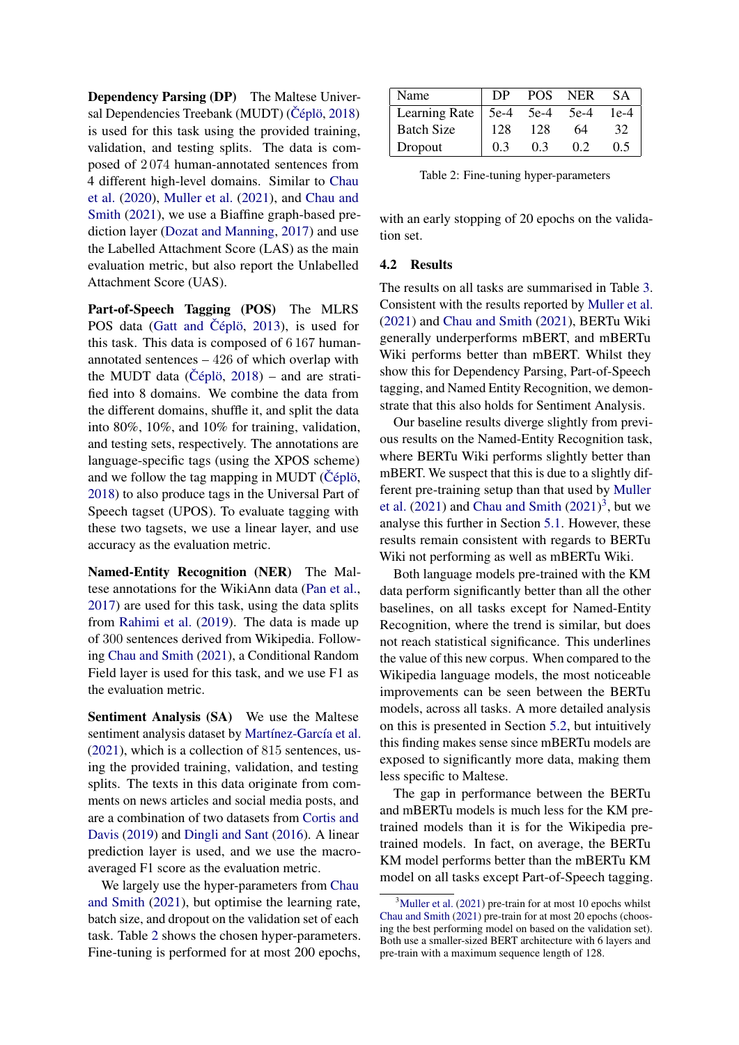**Dependency Parsing (DP)** The Maltese Universal Dependencies Treebank (MUDT) (Čéplö, 2018) is used for this task using the provided training, validation, and testing splits. The data is composed of 2 074 human-annotated sentences from 4 different high-level domains. Similar to Chau et al. (2020), Muller et al. (2021), and Chau and Smith (2021), we use a Biaffine graph-based prediction layer (Dozat and Manning, 2017) and use the Labelled Attachment Score (LAS) as the main evaluation metric, but also report the Unlabelled Attachment Score (UAS).

**Part-of-Speech Tagging (POS)** The MLRS POS data (Gatt and Čéplö, 2013), is used for this task. This data is composed of 6 167 human-annotated sentences – 426 of which overlap with the MUDT data (Čéplö, 2018) – and are stratified into 8 domains. We combine the data from the different domains, shuffle it, and split the data into 80%, 10%, and 10% for training, validation, and testing sets, respectively. The annotations are language-specific tags (using the XPOS scheme) and we follow the tag mapping in MUDT (Čéplö, 2018) to also produce tags in the Universal Part of Speech tagset (UPOS). To evaluate tagging with these two tagsets, we use a linear layer, and use accuracy as the evaluation metric.

**Named-Entity Recognition (NER)** The Maltese annotations for the WikiAnn data (Pan et al., 2017) are used for this task, using the data splits from Rahimi et al. (2019). The data is made up of 300 sentences derived from Wikipedia. Following Chau and Smith (2021), a Conditional Random Field layer is used for this task, and we use F1 as the evaluation metric.

**Sentiment Analysis (SA)** We use the Maltese sentiment analysis dataset by Martínez-García et al. (2021), which is a collection of 815 sentences, using the provided training, validation, and testing splits. The texts in this data originate from comments on news articles and social media posts, and are a combination of two datasets from Cortis and Davis (2019) and Dingli and Sant (2016). A linear prediction layer is used, and we use the macro-averaged F1 score as the evaluation metric.

We largely use the hyper-parameters from Chau and Smith (2021), but optimise the learning rate, batch size, and dropout on the validation set of each task. Table 2 shows the chosen hyper-parameters. Fine-tuning is performed for at most 200 epochs, with an early stopping of 20 epochs on the validation set.

| Name | DP | POS | NER | SA |
|---|---|---|---|---|
| Learning Rate | 5e-4 | 5e-4 | 5e-4 | 1e-4 |
| Batch Size | 128 | 128 | 64 | 32 |
| Dropout | 0.3 | 0.3 | 0.2 | 0.5 |

Table 2: Fine-tuning hyper-parameters

### 4.2 Results

The results on all tasks are summarised in Table 3. Consistent with the results reported by Muller et al. (2021) and Chau and Smith (2021), BERTu Wiki generally underperforms mBERT, and mBERTu Wiki performs better than mBERT. Whilst they show this for Dependency Parsing, Part-of-Speech tagging, and Named Entity Recognition, we demonstrate that this also holds for Sentiment Analysis.

Our baseline results diverge slightly from previous results on the Named-Entity Recognition task, where BERTu Wiki performs slightly better than mBERT. We suspect that this is due to a slightly different pre-training setup than that used by Muller et al. (2021) and Chau and Smith (2021)[3], but we analyse this further in Section 5.1. However, these results remain consistent with regards to BERTu Wiki not performing as well as mBERTu Wiki.

Both language models pre-trained with the KM data perform significantly better than all the other baselines, on all tasks except for Named-Entity Recognition, where the trend is similar, but does not reach statistical significance. This underlines the value of this new corpus. When compared to the Wikipedia language models, the most noticeable improvements can be seen between the BERTu models, across all tasks. A more detailed analysis on this is presented in Section 5.2, but intuitively this finding makes sense since mBERTu models are exposed to significantly more data, making them less specific to Maltese.

The gap in performance between the BERTu and mBERTu models is much less for the KM pre-trained models than it is for the Wikipedia pre-trained models. In fact, on average, the BERTu KM model performs better than the mBERTu KM model on all tasks except Part-of-Speech tagging.

[3] Muller et al. (2021) pre-train for at most 10 epochs whilst Chau and Smith (2021) pre-train for at most 20 epochs (choosing the best performing model on based on the validation set). Both use a smaller-sized BERT architecture with 6 layers and pre-train with a maximum sequence length of 128.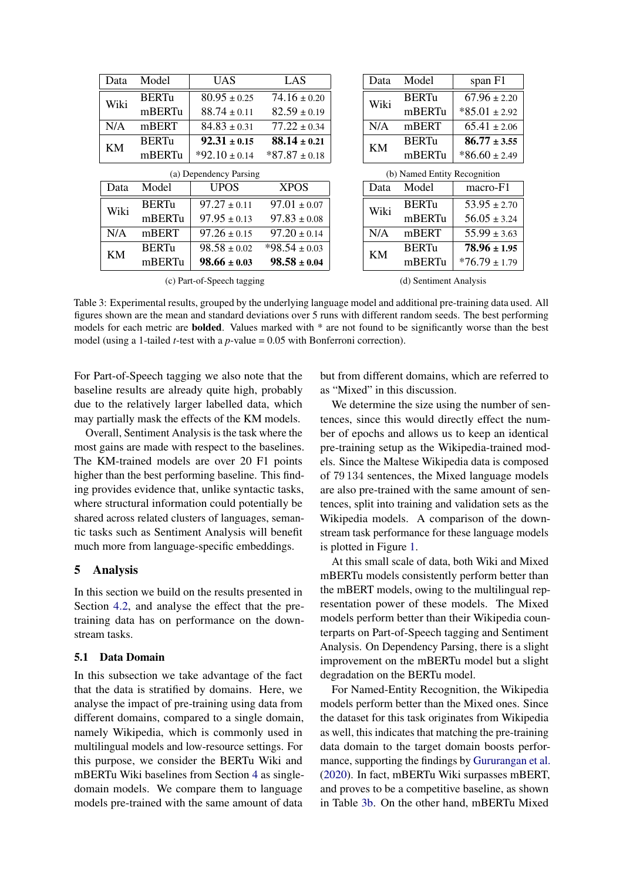| Data | Model | UAS | LAS |
|---|---|---|---|
| Wiki | BERTu | 80.95 ± 0.25 | 74.16 ± 0.20 |
| | mBERTu | 88.74 ± 0.11 | 82.59 ± 0.19 |
| N/A | mBERT | 84.83 ± 0.31 | 77.22 ± 0.34 |
| KM | BERTu | **92.31 ± 0.15** | **88.14 ± 0.21** |
| | mBERTu | *92.10 ± 0.14 | *87.87 ± 0.18 |

(a) Dependency Parsing

| Data | Model | span F1 |
|---|---|---|
| Wiki | BERTu | 67.96 ± 2.20 |
| | mBERTu | *85.01 ± 2.92 |
| N/A | mBERT | 65.41 ± 2.06 |
| KM | BERTu | **86.77 ± 3.55** |
| | mBERTu | *86.60 ± 2.49 |

(b) Named Entity Recognition

| Data | Model | UPOS | XPOS |
|---|---|---|---|
| Wiki | BERTu | 97.27 ± 0.11 | 97.01 ± 0.07 |
| | mBERTu | 97.95 ± 0.13 | 97.83 ± 0.08 |
| N/A | mBERT | 97.26 ± 0.15 | 97.20 ± 0.14 |
| KM | BERTu | 98.58 ± 0.02 | *98.54 ± 0.03 |
| | mBERTu | **98.66 ± 0.03** | **98.58 ± 0.04** |

(c) Part-of-Speech tagging

| Data | Model | macro-F1 |
|---|---|---|
| Wiki | BERTu | 53.95 ± 2.70 |
| | mBERTu | 56.05 ± 3.24 |
| N/A | mBERT | 55.99 ± 3.63 |
| KM | BERTu | **78.96 ± 1.95** |
| | mBERTu | *76.79 ± 1.79 |

(d) Sentiment Analysis

Table 3: Experimental results, grouped by the underlying language model and additional pre-training data used. All figures shown are the mean and standard deviations over 5 runs with different random seeds. The best performing models for each metric are **bolded**. Values marked with * are not found to be significantly worse than the best model (using a 1-tailed *t*-test with a *p*-value = 0.05 with Bonferroni correction).

For Part-of-Speech tagging we also note that the baseline results are already quite high, probably due to the relatively larger labelled data, which may partially mask the effects of the KM models.

Overall, Sentiment Analysis is the task where the most gains are made with respect to the baselines. The KM-trained models are over 20 F1 points higher than the best performing baseline. This finding provides evidence that, unlike syntactic tasks, where structural information could potentially be shared across related clusters of languages, semantic tasks such as Sentiment Analysis will benefit much more from language-specific embeddings.

## 5 Analysis

In this section we build on the results presented in Section 4.2, and analyse the effect that the pre-training data has on performance on the down-stream tasks.

### 5.1 Data Domain

In this subsection we take advantage of the fact that the data is stratified by domains. Here, we analyse the impact of pre-training using data from different domains, compared to a single domain, namely Wikipedia, which is commonly used in multilingual models and low-resource settings. For this purpose, we consider the BERTu Wiki and mBERTu Wiki baselines from Section 4 as single-domain models. We compare them to language models pre-trained with the same amount of data but from different domains, which are referred to as "Mixed" in this discussion.

We determine the size using the number of sentences, since this would directly effect the number of epochs and allows us to keep an identical pre-training setup as the Wikipedia-trained models. Since the Maltese Wikipedia data is composed of 79 134 sentences, the Mixed language models are also pre-trained with the same amount of sentences, split into training and validation sets as the Wikipedia models. A comparison of the downstream task performance for these language models is plotted in Figure 1.

At this small scale of data, both Wiki and Mixed mBERTu models consistently perform better than the mBERT models, owing to the multilingual representation power of these models. The Mixed models perform better than their Wikipedia counterparts on Part-of-Speech tagging and Sentiment Analysis. On Dependency Parsing, there is a slight improvement on the mBERTu model but a slight degradation on the BERTu model.

For Named-Entity Recognition, the Wikipedia models perform better than the Mixed ones. Since the dataset for this task originates from Wikipedia as well, this indicates that matching the pre-training data domain to the target domain boosts performance, supporting the findings by Gururangan et al. (2020). In fact, mBERTu Wiki surpasses mBERT, and proves to be a competitive baseline, as shown in Table 3b. On the other hand, mBERTu Mixed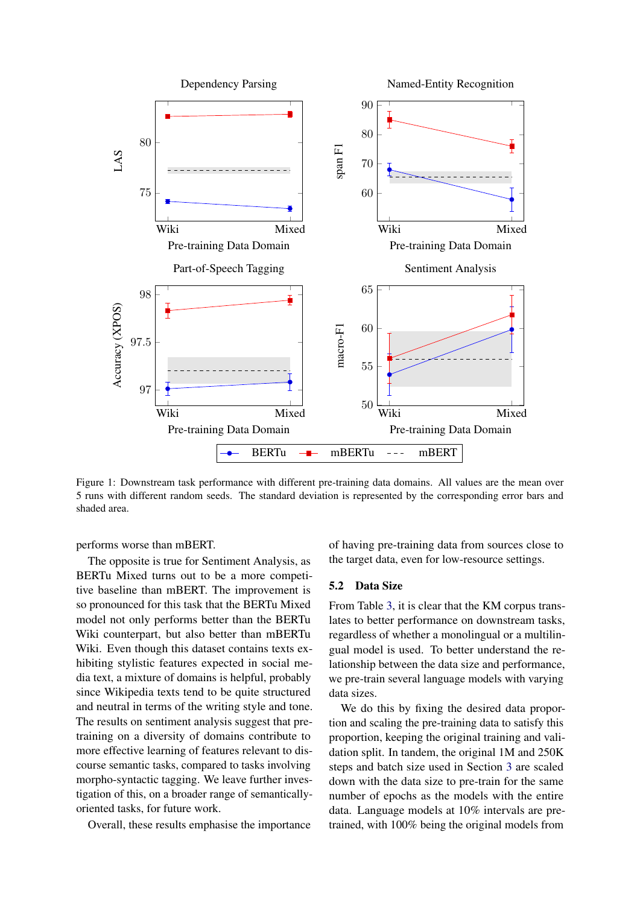Figure 1: Downstream task performance with different pre-training data domains. All values are the mean over 5 runs with different random seeds. The standard deviation is represented by the corresponding error bars and shaded area.

performs worse than mBERT.

The opposite is true for Sentiment Analysis, as BERTu Mixed turns out to be a more competitive baseline than mBERT. The improvement is so pronounced for this task that the BERTu Mixed model not only performs better than the BERTu Wiki counterpart, but also better than mBERTu Wiki. Even though this dataset contains texts exhibiting stylistic features expected in social media text, a mixture of domains is helpful, probably since Wikipedia texts tend to be quite structured and neutral in terms of the writing style and tone. The results on sentiment analysis suggest that pre-training on a diversity of domains contribute to more effective learning of features relevant to discourse semantic tasks, compared to tasks involving morpho-syntactic tagging. We leave further investigation of this, on a broader range of semantically-oriented tasks, for future work.

Overall, these results emphasise the importance of having pre-training data from sources close to the target data, even for low-resource settings.

### 5.2 Data Size

From Table 3, it is clear that the KM corpus translates to better performance on downstream tasks, regardless of whether a monolingual or a multilingual model is used. To better understand the relationship between the data size and performance, we pre-train several language models with varying data sizes.

We do this by fixing the desired data proportion and scaling the pre-training data to satisfy this proportion, keeping the original training and validation split. In tandem, the original 1M and 250K steps and batch size used in Section 3 are scaled down with the data size to pre-train for the same number of epochs as the models with the entire data. Language models at 10% intervals are pre-trained, with 100% being the original models from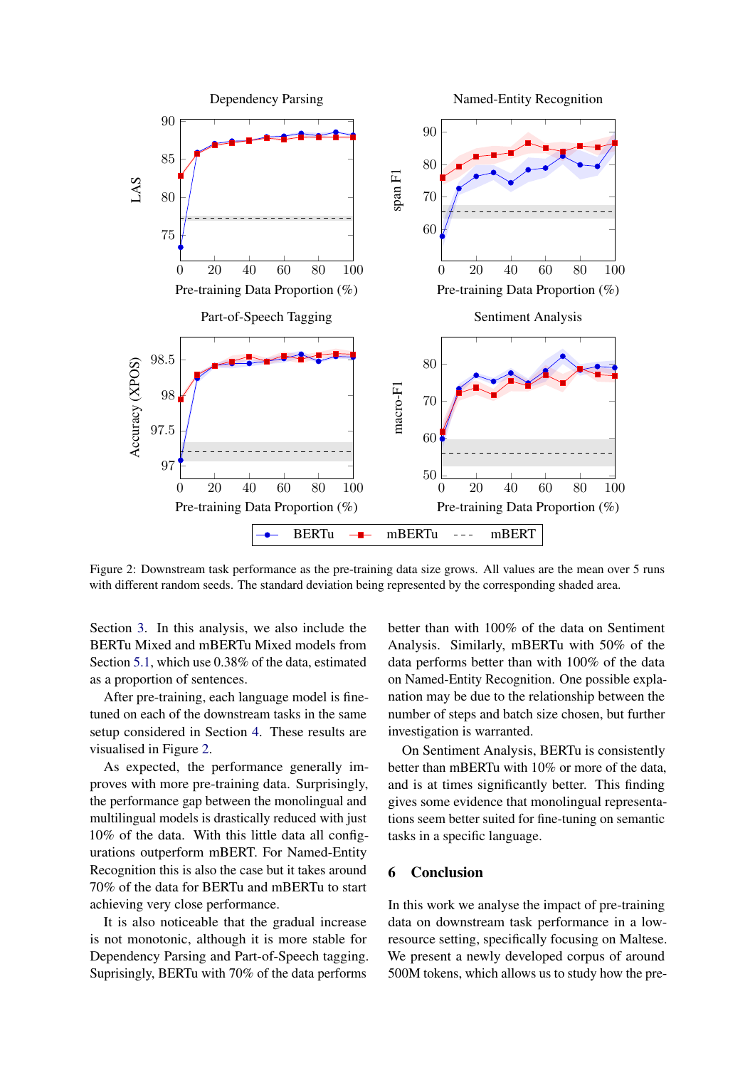Figure 2: Downstream task performance as the pre-training data size grows. All values are the mean over 5 runs with different random seeds. The standard deviation being represented by the corresponding shaded area.

Section 3. In this analysis, we also include the BERTu Mixed and mBERTu Mixed models from Section 5.1, which use 0.38% of the data, estimated as a proportion of sentences.

After pre-training, each language model is fine-tuned on each of the downstream tasks in the same setup considered in Section 4. These results are visualised in Figure 2.

As expected, the performance generally improves with more pre-training data. Surprisingly, the performance gap between the monolingual and multilingual models is drastically reduced with just 10% of the data. With this little data all configurations outperform mBERT. For Named-Entity Recognition this is also the case but it takes around 70% of the data for BERTu and mBERTu to start achieving very close performance.

It is also noticeable that the gradual increase is not monotonic, although it is more stable for Dependency Parsing and Part-of-Speech tagging. Suprisingly, BERTu with 70% of the data performs better than with 100% of the data on Sentiment Analysis. Similarly, mBERTu with 50% of the data performs better than with 100% of the data on Named-Entity Recognition. One possible explanation may be due to the relationship between the number of steps and batch size chosen, but further investigation is warranted.

On Sentiment Analysis, BERTu is consistently better than mBERTu with 10% or more of the data, and is at times significantly better. This finding gives some evidence that monolingual representations seem better suited for fine-tuning on semantic tasks in a specific language.

## 6 Conclusion

In this work we analyse the impact of pre-training data on downstream task performance in a low-resource setting, specifically focusing on Maltese. We present a newly developed corpus of around 500M tokens, which allows us to study how the pre-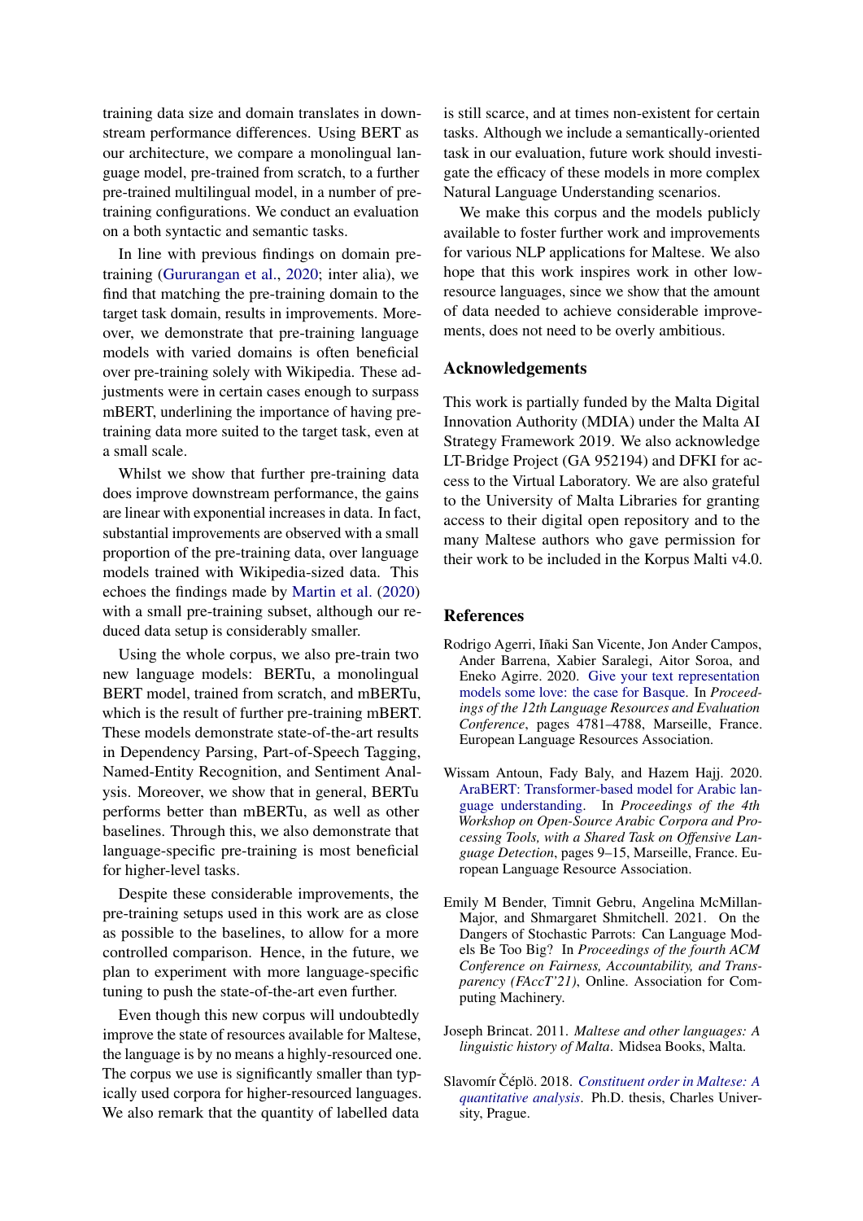training data size and domain translates in downstream performance differences. Using BERT as our architecture, we compare a monolingual language model, pre-trained from scratch, to a further pre-trained multilingual model, in a number of pre-training configurations. We conduct an evaluation on a both syntactic and semantic tasks.

In line with previous findings on domain pre-training (Gururangan et al., 2020; inter alia), we find that matching the pre-training domain to the target task domain, results in improvements. Moreover, we demonstrate that pre-training language models with varied domains is often beneficial over pre-training solely with Wikipedia. These adjustments were in certain cases enough to surpass mBERT, underlining the importance of having pre-training data more suited to the target task, even at a small scale.

Whilst we show that further pre-training data does improve downstream performance, the gains are linear with exponential increases in data. In fact, substantial improvements are observed with a small proportion of the pre-training data, over language models trained with Wikipedia-sized data. This echoes the findings made by Martin et al. (2020) with a small pre-training subset, although our reduced data setup is considerably smaller.

Using the whole corpus, we also pre-train two new language models: BERTu, a monolingual BERT model, trained from scratch, and mBERTu, which is the result of further pre-training mBERT. These models demonstrate state-of-the-art results in Dependency Parsing, Part-of-Speech Tagging, Named-Entity Recognition, and Sentiment Analysis. Moreover, we show that in general, BERTu performs better than mBERTu, as well as other baselines. Through this, we also demonstrate that language-specific pre-training is most beneficial for higher-level tasks.

Despite these considerable improvements, the pre-training setups used in this work are as close as possible to the baselines, to allow for a more controlled comparison. Hence, in the future, we plan to experiment with more language-specific tuning to push the state-of-the-art even further.

Even though this new corpus will undoubtedly improve the state of resources available for Maltese, the language is by no means a highly-resourced one. The corpus we use is significantly smaller than typically used corpora for higher-resourced languages. We also remark that the quantity of labelled data is still scarce, and at times non-existent for certain tasks. Although we include a semantically-oriented task in our evaluation, future work should investigate the efficacy of these models in more complex Natural Language Understanding scenarios.

We make this corpus and the models publicly available to foster further work and improvements for various NLP applications for Maltese. We also hope that this work inspires work in other low-resource languages, since we show that the amount of data needed to achieve considerable improvements, does not need to be overly ambitious.

## Acknowledgements

This work is partially funded by the Malta Digital Innovation Authority (MDIA) under the Malta AI Strategy Framework 2019. We also acknowledge LT-Bridge Project (GA 952194) and DFKI for access to the Virtual Laboratory. We are also grateful to the University of Malta Libraries for granting access to their digital open repository and to the many Maltese authors who gave permission for their work to be included in the Korpus Malti v4.0.

## References

Rodrigo Agerri, Iñaki San Vicente, Jon Ander Campos, Ander Barrena, Xabier Saralegi, Aitor Soroa, and Eneko Agirre. 2020. Give your text representation models some love: the case for Basque. In *Proceedings of the 12th Language Resources and Evaluation Conference*, pages 4781–4788, Marseille, France. European Language Resources Association.

Wissam Antoun, Fady Baly, and Hazem Hajj. 2020. AraBERT: Transformer-based model for Arabic language understanding. In *Proceedings of the 4th Workshop on Open-Source Arabic Corpora and Processing Tools, with a Shared Task on Offensive Language Detection*, pages 9–15, Marseille, France. European Language Resource Association.

Emily M Bender, Timnit Gebru, Angelina McMillan-Major, and Shmargaret Shmitchell. 2021. On the Dangers of Stochastic Parrots: Can Language Models Be Too Big? In *Proceedings of the fourth ACM Conference on Fairness, Accountability, and Transparency (FAccT'21)*, Online. Association for Computing Machinery.

Joseph Brincat. 2011. *Maltese and other languages: A linguistic history of Malta*. Midsea Books, Malta.

Slavomír Čéplö. 2018. *Constituent order in Maltese: A quantitative analysis*. Ph.D. thesis, Charles University, Prague.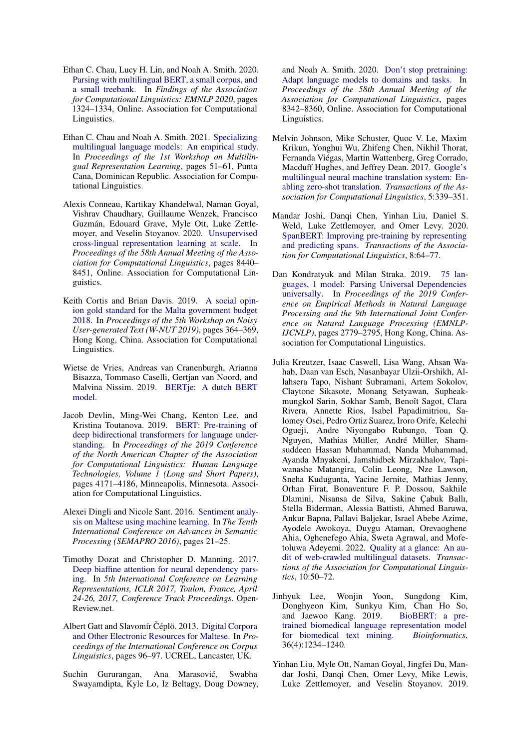Ethan C. Chau, Lucy H. Lin, and Noah A. Smith. 2020. Parsing with multilingual BERT, a small corpus, and a small treebank. In *Findings of the Association for Computational Linguistics: EMNLP 2020*, pages 1324–1334, Online. Association for Computational Linguistics.

Ethan C. Chau and Noah A. Smith. 2021. Specializing multilingual language models: An empirical study. In *Proceedings of the 1st Workshop on Multilingual Representation Learning*, pages 51–61, Punta Cana, Dominican Republic. Association for Computational Linguistics.

Alexis Conneau, Kartikay Khandelwal, Naman Goyal, Vishrav Chaudhary, Guillaume Wenzek, Francisco Guzmán, Edouard Grave, Myle Ott, Luke Zettlemoyer, and Veselin Stoyanov. 2020. Unsupervised cross-lingual representation learning at scale. In *Proceedings of the 58th Annual Meeting of the Association for Computational Linguistics*, pages 8440–8451, Online. Association for Computational Linguistics.

Keith Cortis and Brian Davis. 2019. A social opinion gold standard for the Malta government budget 2018. In *Proceedings of the 5th Workshop on Noisy User-generated Text (W-NUT 2019)*, pages 364–369, Hong Kong, China. Association for Computational Linguistics.

Wietse de Vries, Andreas van Cranenburgh, Arianna Bisazza, Tommaso Caselli, Gertjan van Noord, and Malvina Nissim. 2019. BERTje: A dutch BERT model.

Jacob Devlin, Ming-Wei Chang, Kenton Lee, and Kristina Toutanova. 2019. BERT: Pre-training of deep bidirectional transformers for language understanding. In *Proceedings of the 2019 Conference of the North American Chapter of the Association for Computational Linguistics: Human Language Technologies, Volume 1 (Long and Short Papers)*, pages 4171–4186, Minneapolis, Minnesota. Association for Computational Linguistics.

Alexei Dingli and Nicole Sant. 2016. Sentiment analysis on Maltese using machine learning. In *The Tenth International Conference on Advances in Semantic Processing (SEMAPRO 2016)*, pages 21–25.

Timothy Dozat and Christopher D. Manning. 2017. Deep biaffine attention for neural dependency parsing. In *5th International Conference on Learning Representations, ICLR 2017, Toulon, France, April 24-26, 2017, Conference Track Proceedings*. OpenReview.net.

Albert Gatt and Slavomír Čéplö. 2013. Digital Corpora and Other Electronic Resources for Maltese. In *Proceedings of the International Conference on Corpus Linguistics*, pages 96–97. UCREL, Lancaster, UK.

Suchin Gururangan, Ana Marasović, Swabha Swayamdipta, Kyle Lo, Iz Beltagy, Doug Downey, and Noah A. Smith. 2020. Don't stop pretraining: Adapt language models to domains and tasks. In *Proceedings of the 58th Annual Meeting of the Association for Computational Linguistics*, pages 8342–8360, Online. Association for Computational Linguistics.

Melvin Johnson, Mike Schuster, Quoc V. Le, Maxim Krikun, Yonghui Wu, Zhifeng Chen, Nikhil Thorat, Fernanda Viégas, Martin Wattenberg, Greg Corrado, Macduff Hughes, and Jeffrey Dean. 2017. Google's multilingual neural machine translation system: Enabling zero-shot translation. *Transactions of the Association for Computational Linguistics*, 5:339–351.

Mandar Joshi, Danqi Chen, Yinhan Liu, Daniel S. Weld, Luke Zettlemoyer, and Omer Levy. 2020. SpanBERT: Improving pre-training by representing and predicting spans. *Transactions of the Association for Computational Linguistics*, 8:64–77.

Dan Kondratyuk and Milan Straka. 2019. 75 languages, 1 model: Parsing Universal Dependencies universally. In *Proceedings of the 2019 Conference on Empirical Methods in Natural Language Processing and the 9th International Joint Conference on Natural Language Processing (EMNLP-IJCNLP)*, pages 2779–2795, Hong Kong, China. Association for Computational Linguistics.

Julia Kreutzer, Isaac Caswell, Lisa Wang, Ahsan Wahab, Daan van Esch, Nasanbayar Ulzii-Orshikh, Allahsera Tapo, Nishant Subramani, Artem Sokolov, Claytone Sikasote, Monang Setyawan, Supheakmungkol Sarin, Sokhar Samb, Benoît Sagot, Clara Rivera, Annette Rios, Isabel Papadimitriou, Salomey Osei, Pedro Ortiz Suarez, Iroro Orife, Kelechi Ogueji, Andre Niyongabo Rubungo, Toan Q. Nguyen, Mathias Müller, André Müller, Shamsuddeen Hassan Muhammad, Nanda Muhammad, Ayanda Mnyakeni, Jamshidbek Mirzakhalov, Tapiwanashe Matangira, Colin Leong, Nze Lawson, Sneha Kudugunta, Yacine Jernite, Mathias Jenny, Orhan Firat, Bonaventure F. P. Dossou, Sakhile Dlamini, Nisansa de Silva, Sakine Çabuk Ballı, Stella Biderman, Alessia Battisti, Ahmed Baruwa, Ankur Bapna, Pallavi Baljekar, Israel Abebe Azime, Ayodele Awokoya, Duygu Ataman, Orevaoghene Ahia, Oghenefego Ahia, Sweta Agrawal, and Mofetoluwa Adeyemi. 2022. Quality at a glance: An audit of web-crawled multilingual datasets. *Transactions of the Association for Computational Linguistics*, 10:50–72.

Jinhyuk Lee, Wonjin Yoon, Sungdong Kim, Donghyeon Kim, Sunkyu Kim, Chan Ho So, and Jaewoo Kang. 2019. BioBERT: a pre-trained biomedical language representation model for biomedical text mining. *Bioinformatics*, 36(4):1234–1240.

Yinhan Liu, Myle Ott, Naman Goyal, Jingfei Du, Mandar Joshi, Danqi Chen, Omer Levy, Mike Lewis, Luke Zettlemoyer, and Veselin Stoyanov. 2019.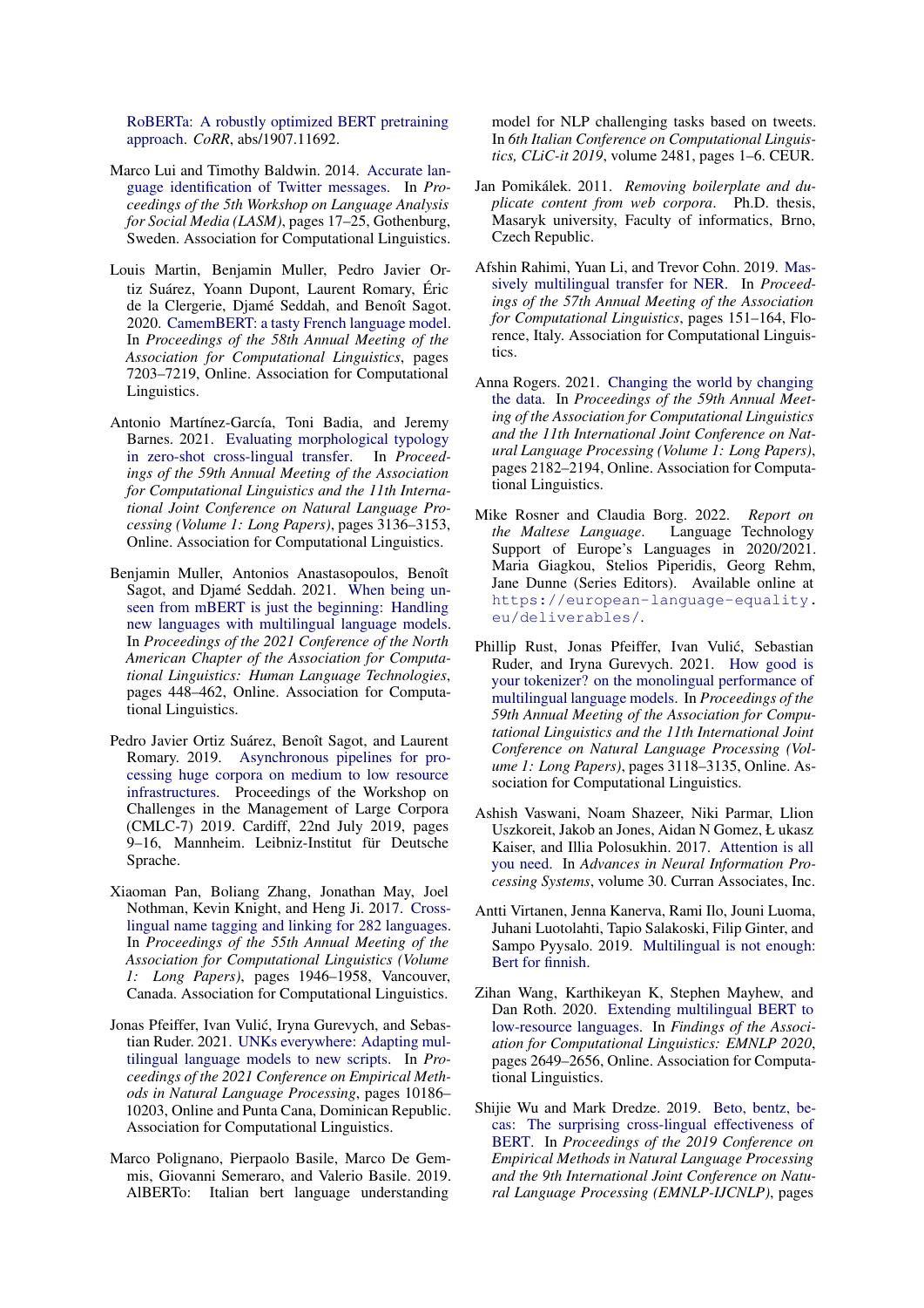RoBERTa: A robustly optimized BERT pretraining approach. *CoRR*, abs/1907.11692.

Marco Lui and Timothy Baldwin. 2014. Accurate language identification of Twitter messages. In *Proceedings of the 5th Workshop on Language Analysis for Social Media (LASM)*, pages 17–25, Gothenburg, Sweden. Association for Computational Linguistics.

Louis Martin, Benjamin Muller, Pedro Javier Ortiz Suárez, Yoann Dupont, Laurent Romary, Éric de la Clergerie, Djamé Seddah, and Benoît Sagot. 2020. CamemBERT: a tasty French language model. In *Proceedings of the 58th Annual Meeting of the Association for Computational Linguistics*, pages 7203–7219, Online. Association for Computational Linguistics.

Antonio Martínez-García, Toni Badia, and Jeremy Barnes. 2021. Evaluating morphological typology in zero-shot cross-lingual transfer. In *Proceedings of the 59th Annual Meeting of the Association for Computational Linguistics and the 11th International Joint Conference on Natural Language Processing (Volume 1: Long Papers)*, pages 3136–3153, Online. Association for Computational Linguistics.

Benjamin Muller, Antonios Anastasopoulos, Benoît Sagot, and Djamé Seddah. 2021. When being unseen from mBERT is just the beginning: Handling new languages with multilingual language models. In *Proceedings of the 2021 Conference of the North American Chapter of the Association for Computational Linguistics: Human Language Technologies*, pages 448–462, Online. Association for Computational Linguistics.

Pedro Javier Ortiz Suárez, Benoît Sagot, and Laurent Romary. 2019. Asynchronous pipelines for processing huge corpora on medium to low resource infrastructures. Proceedings of the Workshop on Challenges in the Management of Large Corpora (CMLC-7) 2019. Cardiff, 22nd July 2019, pages 9–16, Mannheim. Leibniz-Institut für Deutsche Sprache.

Xiaoman Pan, Boliang Zhang, Jonathan May, Joel Nothman, Kevin Knight, and Heng Ji. 2017. Cross-lingual name tagging and linking for 282 languages. In *Proceedings of the 55th Annual Meeting of the Association for Computational Linguistics (Volume 1: Long Papers)*, pages 1946–1958, Vancouver, Canada. Association for Computational Linguistics.

Jonas Pfeiffer, Ivan Vulić, Iryna Gurevych, and Sebastian Ruder. 2021. UNKs everywhere: Adapting multilingual language models to new scripts. In *Proceedings of the 2021 Conference on Empirical Methods in Natural Language Processing*, pages 10186–10203, Online and Punta Cana, Dominican Republic. Association for Computational Linguistics.

Marco Polignano, Pierpaolo Basile, Marco De Gemmis, Giovanni Semeraro, and Valerio Basile. 2019. AlBERTo: Italian bert language understanding model for NLP challenging tasks based on tweets. In *6th Italian Conference on Computational Linguistics, CLiC-it 2019*, volume 2481, pages 1–6. CEUR.

Jan Pomikálek. 2011. *Removing boilerplate and duplicate content from web corpora*. Ph.D. thesis, Masaryk university, Faculty of informatics, Brno, Czech Republic.

Afshin Rahimi, Yuan Li, and Trevor Cohn. 2019. Massively multilingual transfer for NER. In *Proceedings of the 57th Annual Meeting of the Association for Computational Linguistics*, pages 151–164, Florence, Italy. Association for Computational Linguistics.

Anna Rogers. 2021. Changing the world by changing the data. In *Proceedings of the 59th Annual Meeting of the Association for Computational Linguistics and the 11th International Joint Conference on Natural Language Processing (Volume 1: Long Papers)*, pages 2182–2194, Online. Association for Computational Linguistics.

Mike Rosner and Claudia Borg. 2022. *Report on the Maltese Language*. Language Technology Support of Europe's Languages in 2020/2021. Maria Giagkou, Stelios Piperidis, Georg Rehm, Jane Dunne (Series Editors). Available online at https://european-language-equality.eu/deliverables/.

Phillip Rust, Jonas Pfeiffer, Ivan Vulić, Sebastian Ruder, and Iryna Gurevych. 2021. How good is your tokenizer? on the monolingual performance of multilingual language models. In *Proceedings of the 59th Annual Meeting of the Association for Computational Linguistics and the 11th International Joint Conference on Natural Language Processing (Volume 1: Long Papers)*, pages 3118–3135, Online. Association for Computational Linguistics.

Ashish Vaswani, Noam Shazeer, Niki Parmar, Llion Uszkoreit, Jakob an Jones, Aidan N Gomez, Ł ukasz Kaiser, and Illia Polosukhin. 2017. Attention is all you need. In *Advances in Neural Information Processing Systems*, volume 30. Curran Associates, Inc.

Antti Virtanen, Jenna Kanerva, Rami Ilo, Jouni Luoma, Juhani Luotolahti, Tapio Salakoski, Filip Ginter, and Sampo Pyysalo. 2019. Multilingual is not enough: Bert for finnish.

Zihan Wang, Karthikeyan K, Stephen Mayhew, and Dan Roth. 2020. Extending multilingual BERT to low-resource languages. In *Findings of the Association for Computational Linguistics: EMNLP 2020*, pages 2649–2656, Online. Association for Computational Linguistics.

Shijie Wu and Mark Dredze. 2019. Beto, bentz, becas: The surprising cross-lingual effectiveness of BERT. In *Proceedings of the 2019 Conference on Empirical Methods in Natural Language Processing and the 9th International Joint Conference on Natural Language Processing (EMNLP-IJCNLP)*, pages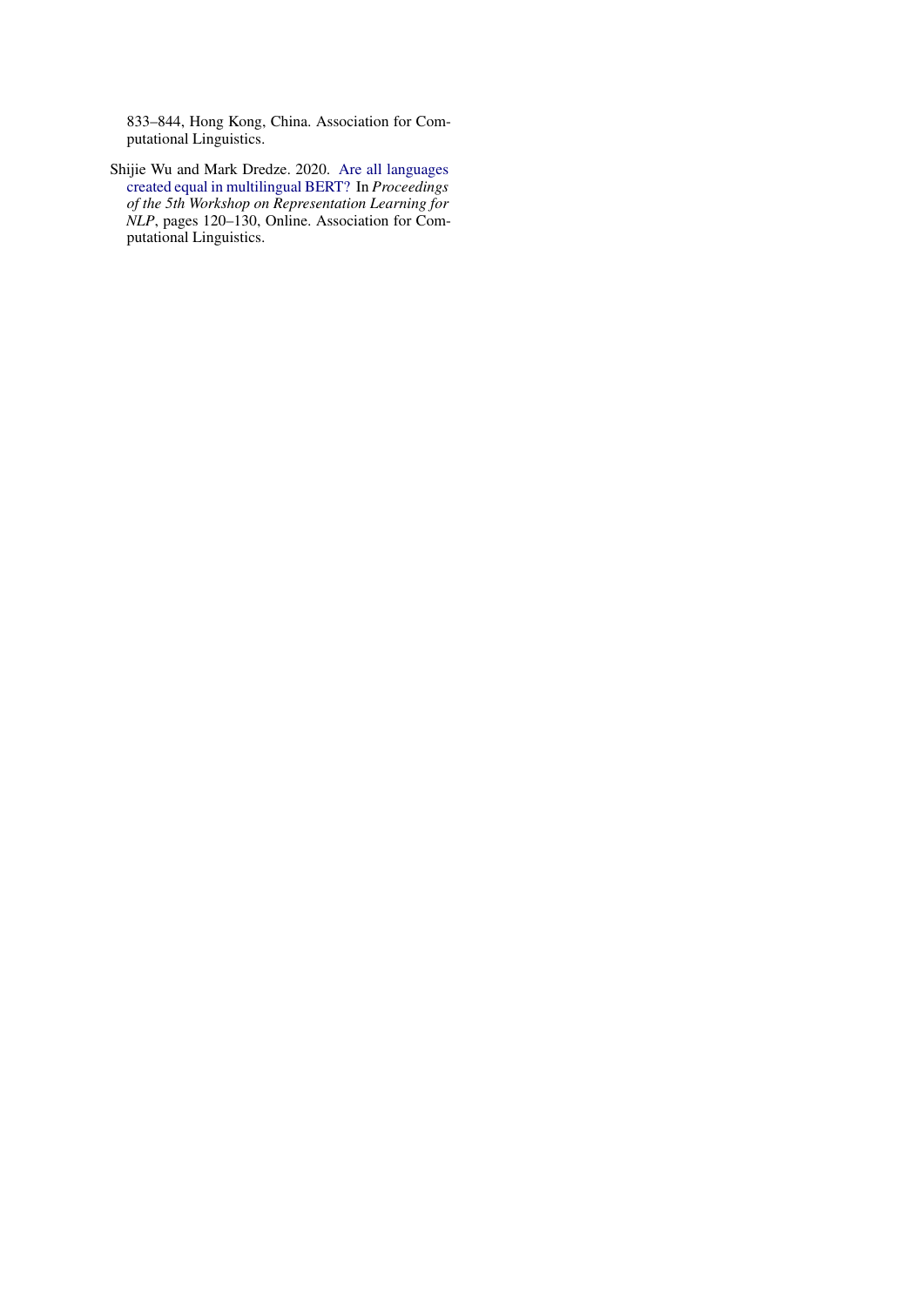833–844, Hong Kong, China. Association for Computational Linguistics.

Shijie Wu and Mark Dredze. 2020. Are all languages created equal in multilingual BERT? In *Proceedings of the 5th Workshop on Representation Learning for NLP*, pages 120–130, Online. Association for Computational Linguistics.